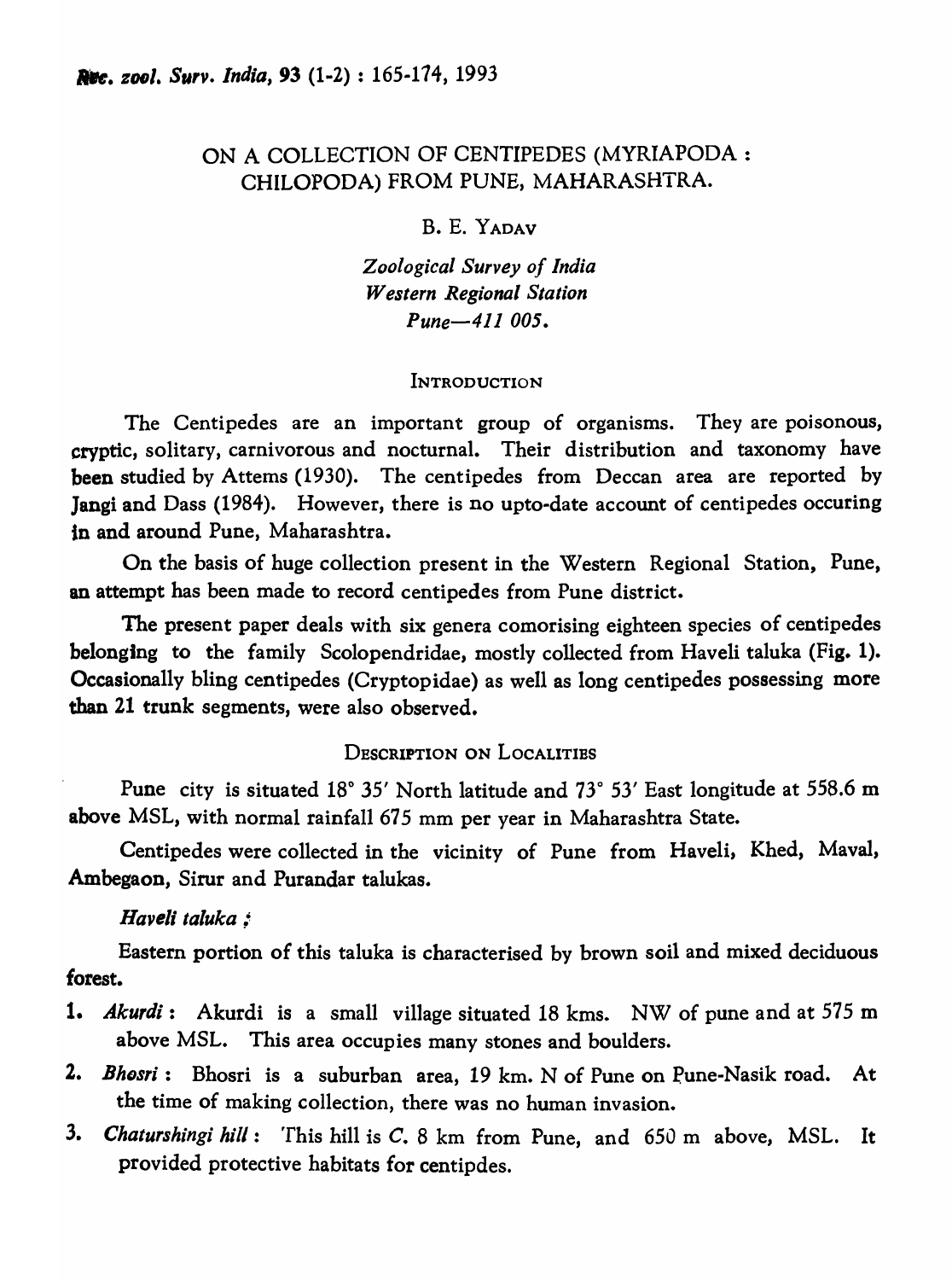# ON A COLLECTION OF CENTIPEDES (MYRIAPODA : CHILOPODA) FROM PUNE, MAHARASHTRA.

B. E. YADAV

*Zoological Survey of India*
*Western Regional Station*
*Pune—411 005.*

## INTRODUCTION

The Centipedes are an important group of organisms. They are poisonous, cryptic, solitary, carnivorous and nocturnal. Their distribution and taxonomy have been studied by Attems (1930). The centipedes from Deccan area are reported by Jangi and Dass (1984). However, there is no upto-date account of centipedes occuring in and around Pune, Maharashtra.

On the basis of huge collection present in the Western Regional Station, Pune, an attempt has been made to record centipedes from Pune district.

The present paper deals with six genera comorising eighteen species of centipedes belonging to the family Scolopendridae, mostly collected from Haveli taluka (Fig. 1). Occasionally bling centipedes (Cryptopidae) as well as long centipedes possessing more than 21 trunk segments, were also observed.

## DESCRIPTION ON LOCALITIES

Pune city is situated 18° 35′ North latitude and 73° 53′ East longitude at 558.6 m above MSL, with normal rainfall 675 mm per year in Maharashtra State.

Centipedes were collected in the vicinity of Pune from Haveli, Khed, Maval, Ambegaon, Sirur and Purandar talukas.

### *Haveli taluka ;*

Eastern portion of this taluka is characterised by brown soil and mixed deciduous forest.

1. *Akurdi* : Akurdi is a small village situated 18 kms. NW of pune and at 575 m above MSL. This area occupies many stones and boulders.
2. *Bhosri* : Bhosri is a suburban area, 19 km. N of Pune on Pune-Nasik road. At the time of making collection, there was no human invasion.
3. *Chaturshingi hill* : This hill is C. 8 km from Pune, and 650 m above, MSL. It provided protective habitats for centipdes.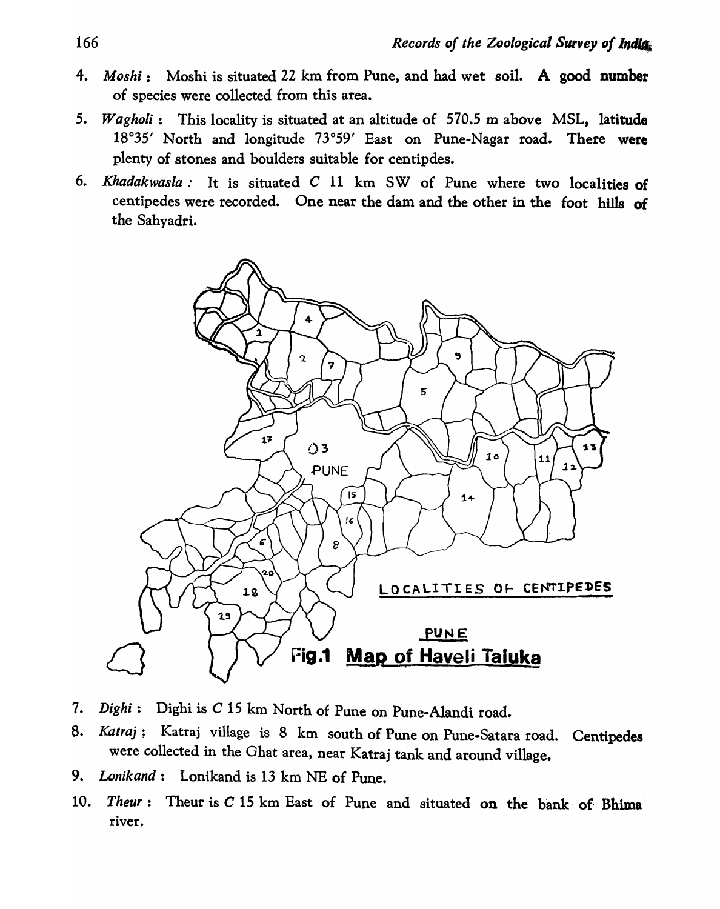4. *Moshi* : Moshi is situated 22 km from Pune, and had wet soil. **A good number** of species were collected from this area.
5. *Wagholi* : This locality is situated at an altitude of 570.5 m above MSL, **latitude** 18°35′ North and longitude 73°59′ East on Pune-Nagar road. There **were** plenty of stones and boulders suitable for centipdes.
6. *Khadakwasla* : It is situated *C* 11 km SW of Pune where two localities of centipedes were recorded. One near the dam and the other in the foot hills of the Sahyadri.

LOCALITIES OF CENTIPEDES

PUNE

**Fig.1 Map of Haveli Taluka**

7. *Dighi* : Dighi is *C* 15 km North of Pune on Pune-Alandi road.
8. *Katraj* : Katraj village is 8 km south of Pune on Pune-Satara road. Centipedes were collected in the Ghat area, near Katraj tank and around village.
9. *Lonikand* : Lonikand is 13 km NE of Pune.
10. *Theur* : Theur is *C* 15 km East of Pune and situated **on** the bank of Bhima river.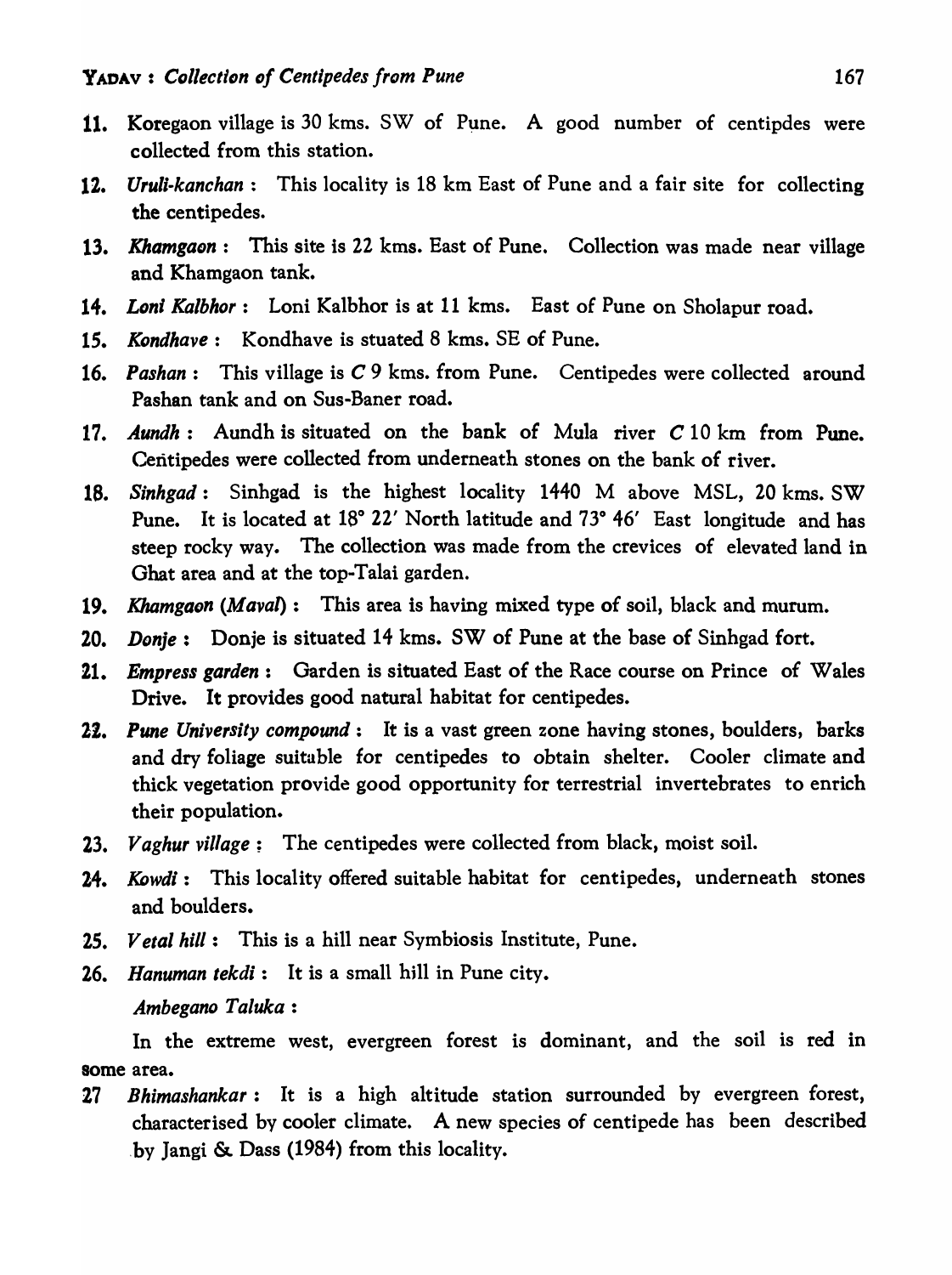11. Koregaon village is 30 kms. SW of Pune. A good number of centipdes were collected from this station.

12. *Uruli-kanchan* : This locality is 18 km East of Pune and a fair site for collecting the centipedes.

13. *Khamgaon* : This site is 22 kms. East of Pune. Collection was made near village and Khamgaon tank.

14. *Loni Kalbhor* : Loni Kalbhor is at 11 kms. East of Pune on Sholapur road.

15. *Kondhave* : Kondhave is stuated 8 kms. SE of Pune.

16. *Pashan* : This village is *C* 9 kms. from Pune. Centipedes were collected around Pashan tank and on Sus-Baner road.

17. *Aundh* : Aundh is situated on the bank of Mula river *C* 10 km from Pune. Centipedes were collected from underneath stones on the bank of river.

18. *Sinhgad* : Sinhgad is the highest locality 1440 M above MSL, 20 kms. SW Pune. It is located at 18° 22′ North latitude and 73° 46′ East longitude and has steep rocky way. The collection was made from the crevices of elevated land in Ghat area and at the top-Talai garden.

19. *Khamgaon (Maval)* : This area is having mixed type of soil, black and murum.

20. *Donje* : Donje is situated 14 kms. SW of Pune at the base of Sinhgad fort.

21. *Empress garden* : Garden is situated East of the Race course on Prince of Wales Drive. It provides good natural habitat for centipedes.

22. *Pune University compound* : It is a vast green zone having stones, boulders, barks and dry foliage suitable for centipedes to obtain shelter. Cooler climate and thick vegetation provide good opportunity for terrestrial invertebrates to enrich their population.

23. *Vaghur village* : The centipedes were collected from black, moist soil.

24. *Kowdi* : This locality offered suitable habitat for centipedes, underneath stones and boulders.

25. *Vetal hill* : This is a hill near Symbiosis Institute, Pune.

26. *Hanuman tekdi* : It is a small hill in Pune city.

*Ambegano Taluka* :

In the extreme west, evergreen forest is dominant, and the soil is red in some area.

27 *Bhimashankar* : It is a high altitude station surrounded by evergreen forest, characterised by cooler climate. A new species of centipede has been described by Jangi & Dass (1984) from this locality.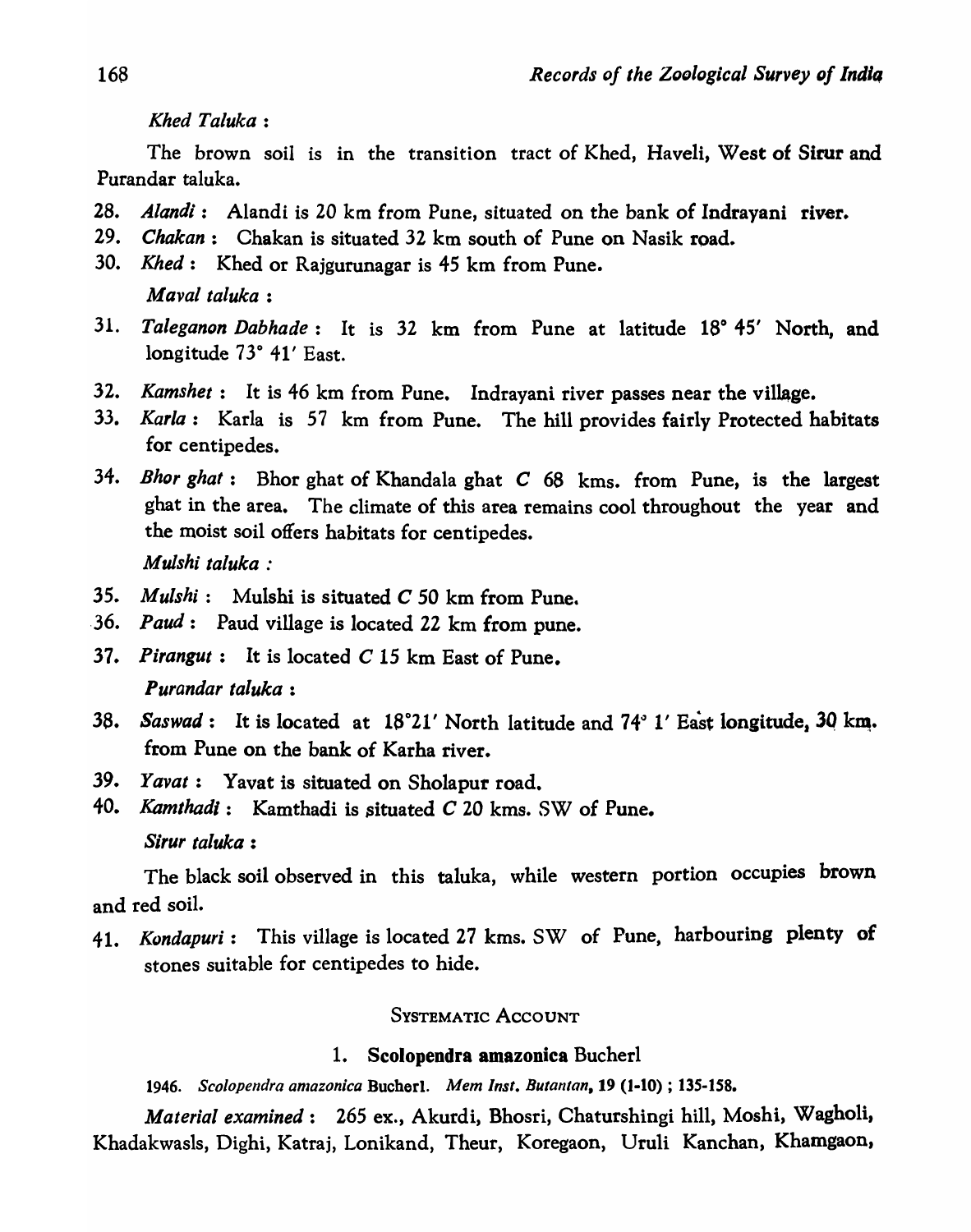*Khed Taluka* :

The brown soil is in the transition tract of Khed, Haveli, West of Sirur and Purandar taluka.

28. *Alandi* : Alandi is 20 km from Pune, situated on the bank of Indrayani river.
29. *Chakan* : Chakan is situated 32 km south of Pune on Nasik road.
30. *Khed* : Khed or Rajgurunagar is 45 km from Pune.

*Maval taluka* :

31. *Taleganon Dabhade* : It is 32 km from Pune at latitude 18° 45′ North, and longitude 73° 41′ East.
32. *Kamshet* : It is 46 km from Pune. Indrayani river passes near the village.
33. *Karla* : Karla is 57 km from Pune. The hill provides fairly Protected habitats for centipedes.
34. *Bhor ghat* : Bhor ghat of Khandala ghat *C* 68 kms. from Pune, is the largest ghat in the area. The climate of this area remains cool throughout the year and the moist soil offers habitats for centipedes.

*Mulshi taluka* :

35. *Mulshi* : Mulshi is situated *C* 50 km from Pune.
36. *Paud* : Paud village is located 22 km from pune.
37. *Pirangut* : It is located *C* 15 km East of Pune.

*Purandar taluka* :

38. *Saswad* : It is located at 18°21′ North latitude and 74° 1′ East longitude, 30 km. from Pune on the bank of Karha river.
39. *Yavat* : Yavat is situated on Sholapur road.
40. *Kamthadi* : Kamthadi is situated *C* 20 kms. SW of Pune.

*Sirur taluka* :

The black soil observed in this taluka, while western portion occupies brown and red soil.

41. *Kondapuri* : This village is located 27 kms. SW of Pune, harbouring plenty of stones suitable for centipedes to hide.

## SYSTEMATIC ACCOUNT

### 1. **Scolopendra amazonica** Bucherl

1946. *Scolopendra amazonica* Bucherl. *Mem Inst. Butantan*, **19** (1-10) ; 135-158.

*Material examined* : 265 ex., Akurdi, Bhosri, Chatursbingi hill, Moshi, Wagholi, Khadakwasls, Dighi, Katraj, Lonikand, Theur, Koregaon, Uruli Kanchan, Khamgaon,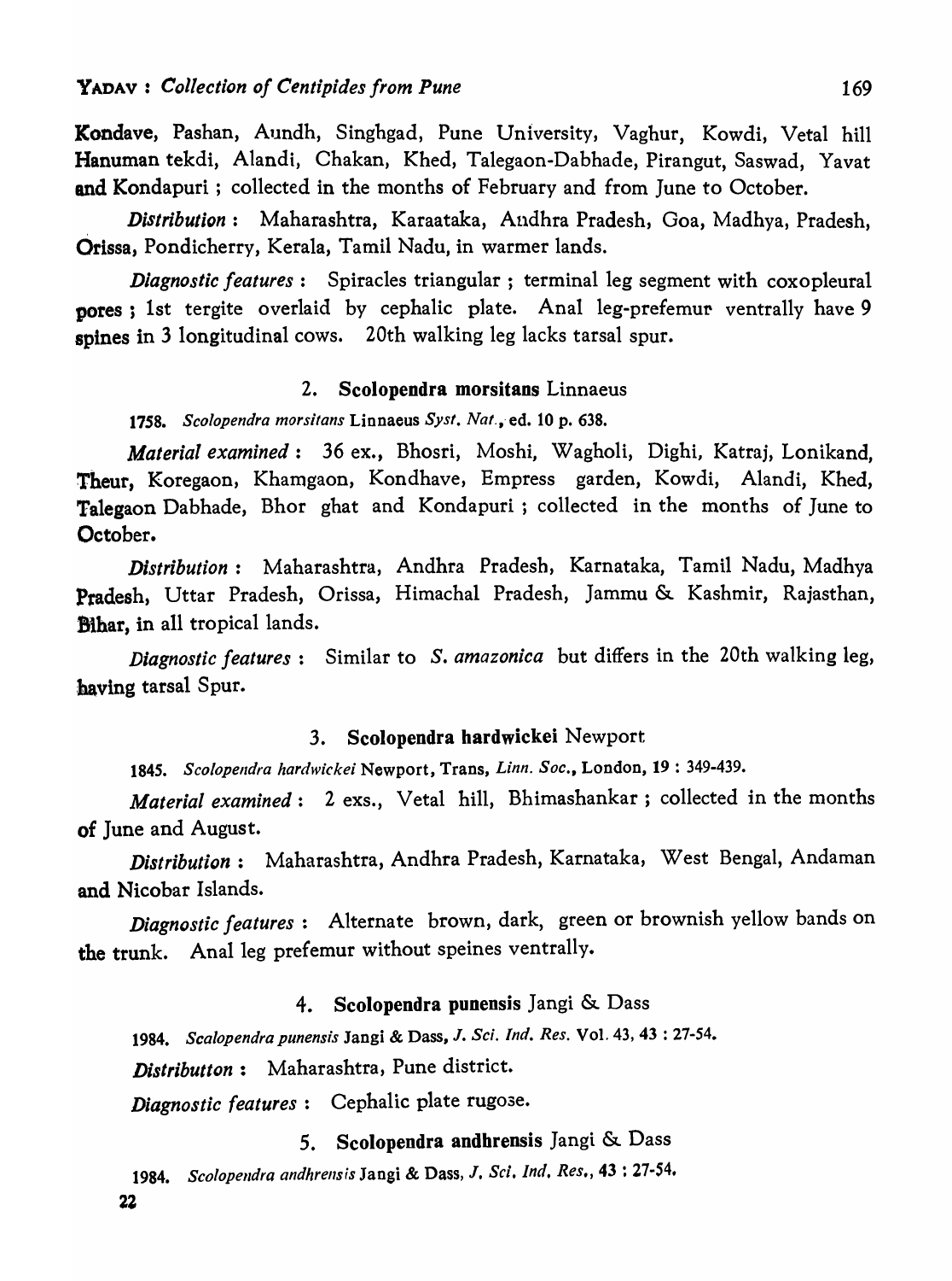Kondave, Pashan, Aundh, Singhgad, Pune University, Vaghur, Kowdi, Vetal hill Hanuman tekdi, Alandi, Chakan, Khed, Talegaon-Dabhade, Pirangut, Saswad, Yavat and Kondapuri ; collected in the months of February and from June to October.

*Distribution* : Maharashtra, Karaataka, Andhra Pradesh, Goa, Madhya, Pradesh, Orissa, Pondicherry, Kerala, Tamil Nadu, in warmer lands.

*Diagnostic features* : Spiracles triangular ; terminal leg segment with coxopleural pores ; 1st tergite overlaid by cephalic plate. Anal leg-prefemur ventrally have 9 spines in 3 longitudinal cows. 20th walking leg lacks tarsal spur.

### 2. **Scolopendra morsitans** Linnaeus

1758. *Scolopendra morsitans* Linnaeus *Syst. Nat.*, ed. 10 p. 638.

*Material examined* : 36 ex., Bhosri, Moshi, Wagholi, Dighi, Katraj, Lonikand, Theur, Koregaon, Khamgaon, Kondhave, Empress garden, Kowdi, Alandi, Khed, Talegaon Dabhade, Bhor ghat and Kondapuri ; collected in the months of June to October.

*Distribution* : Maharashtra, Andhra Pradesh, Karnataka, Tamil Nadu, Madhya Pradesh, Uttar Pradesh, Orissa, Himachal Pradesh, Jammu & Kashmir, Rajasthan, Bihar, in all tropical lands.

*Diagnostic features* : Similar to *S. amazonica* but differs in the 20th walking leg, having tarsal Spur.

### 3. **Scolopendra hardwickei** Newport

1845. *Scolopendra hardwickei* Newport, Trans, *Linn. Soc.*, London, 19 : 349-439.

*Material examined* : 2 exs., Vetal hill, Bhimashankar ; collected in the months of June and August.

*Distribution* : Maharashtra, Andhra Pradesh, Karnataka, West Bengal, Andaman and Nicobar Islands.

*Diagnostic features* : Alternate brown, dark, green or brownish yellow bands on the trunk. Anal leg prefemur without speines ventrally.

### 4. **Scolopendra punensis** Jangi & Dass

1984. *Scalopendra punensis* Jangi & Dass, *J. Sci. Ind. Res.* Vol. 43, 43 : 27-54.

*Distributton* : Maharashtra, Pune district.

*Diagnostic features* : Cephalic plate rugose.

### 5. **Scolopendra andhrensis** Jangi & Dass

1984. *Scolopendra andhrensis* Jangi & Dass, *J. Sci. Ind. Res.*, 43 : 27-54.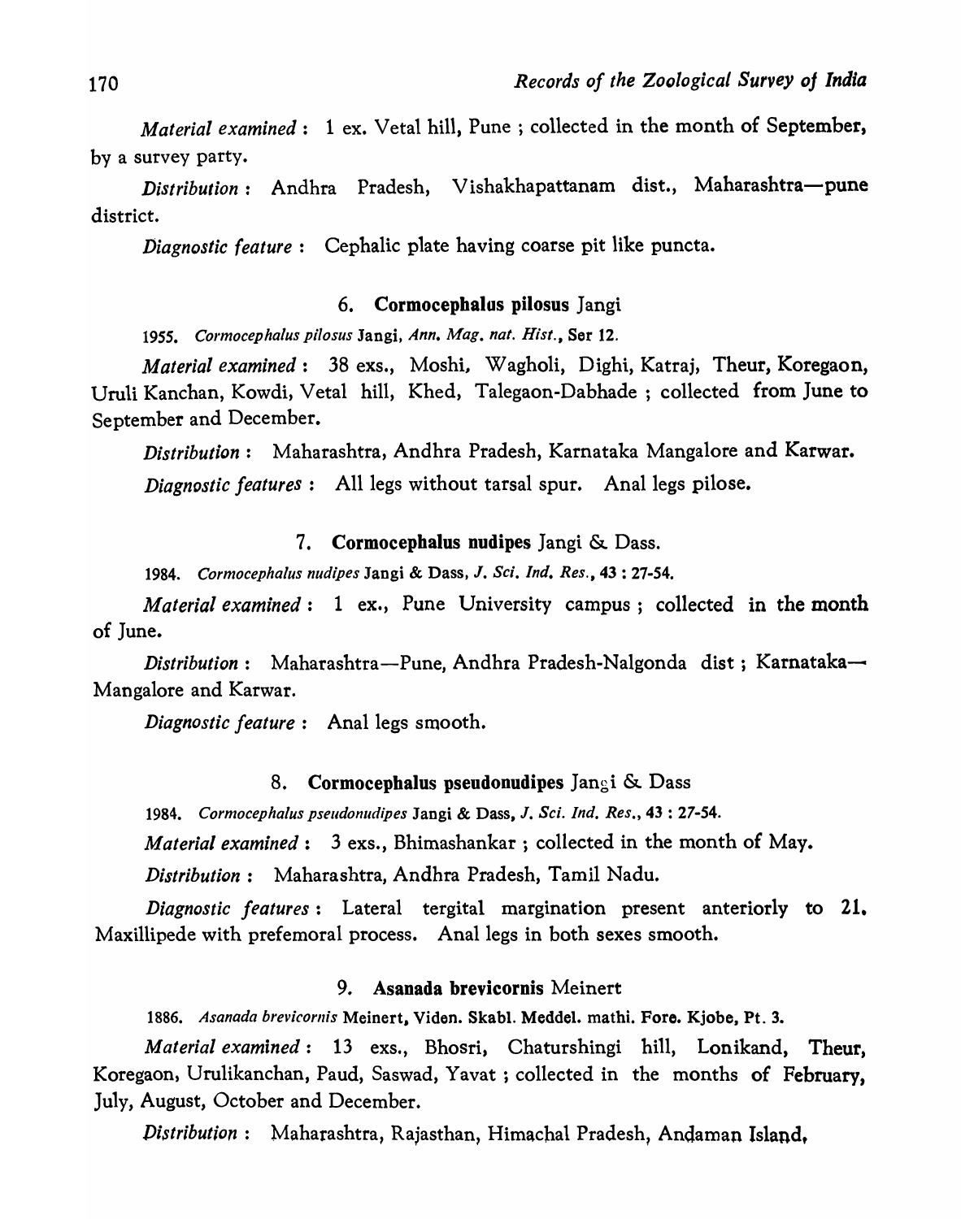*Material examined* : 1 ex. Vetal hill, Pune ; collected in the month of September, by a survey party.

*Distribution* : Andhra Pradesh, Vishakhapattanam dist., Maharashtra—pune district.

*Diagnostic feature* : Cephalic plate having coarse pit like puncta.

### 6. **Cormocephalus pilosus** Jangi

1955. *Cormocephalus pilosus* Jangi, *Ann. Mag. nat. Hist.*, Ser 12.

*Material examined* : 38 exs., Moshi, Wagholi, Dighi, Katraj, Theur, Koregaon, Uruli Kanchan, Kowdi, Vetal hill, Khed, Talegaon-Dabhade ; collected from June to September and December.

*Distribution* : Maharashtra, Andhra Pradesh, Karnataka Mangalore and Karwar.

*Diagnostic features* : All legs without tarsal spur. Anal legs pilose.

### 7. **Cormocephalus nudipes** Jangi & Dass.

1984. *Cormocephalus nudipes* Jangi & Dass, *J. Sci. Ind. Res.*, **43** : 27-54.

*Material examined* : 1 ex., Pune University campus ; collected in the month of June.

*Distribution* : Maharashtra—Pune, Andhra Pradesh-Nalgonda dist ; Karnataka—Mangalore and Karwar.

*Diagnostic feature* : Anal legs smooth.

### 8. **Cormocephalus pseudonudipes** Jangi & Dass

1984. *Cormocephalus pseudonudipes* Jangi & Dass, *J. Sci. Ind. Res.*, **43** : 27-54.

*Material examined* : 3 exs., Bhimashankar ; collected in the month of May.

*Distribution* : Maharashtra, Andhra Pradesh, Tamil Nadu.

*Diagnostic features* : Lateral tergital margination present anteriorly to 21. Maxillipede with prefemoral process. Anal legs in both sexes smooth.

### 9. **Asanada brevicornis** Meinert

1886. *Asanada brevicornis* Meinert, **Viden. Skabl. Meddel. mathi. Fore. Kjobe, Pt. 3.**

*Material examined* : 13 exs., Bhosri, Chaturshingi hill, Lonikand, Theur, Koregaon, Urulikanchan, Paud, Saswad, Yavat ; collected in the months of February, July, August, October and December.

*Distribution* : Maharashtra, Rajasthan, Himachal Pradesh, Andaman Island,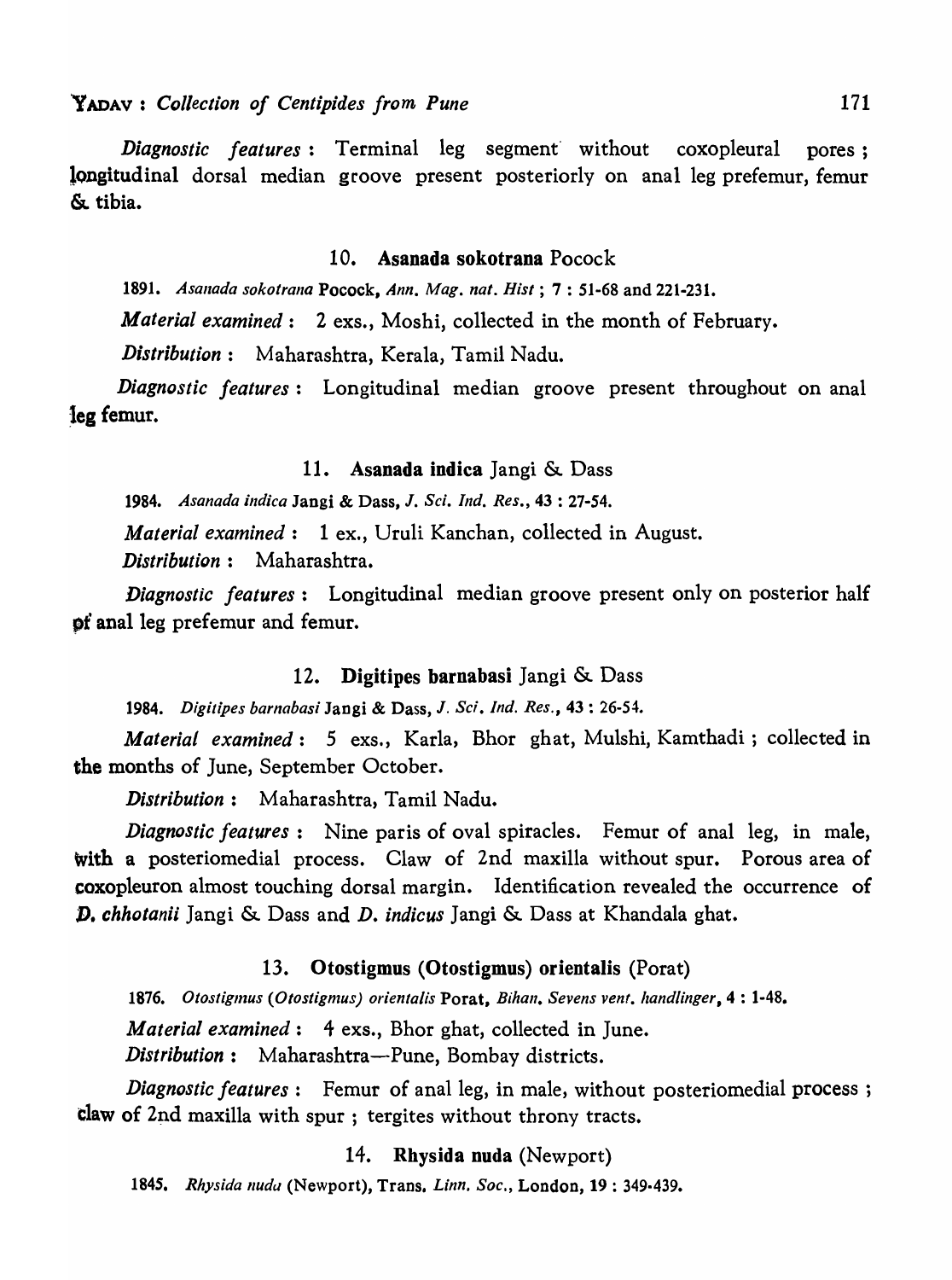*Diagnostic features* : Terminal leg segment without coxopleural pores ; longitudinal dorsal median groove present posteriorly on anal leg prefemur, femur & tibia.

### 10. Asanada sokotrana Pocock

1891. *Asanada sokotrana* **Pocock**, *Ann. Mag. nat. Hist* ; **7** : 51-68 and 221-231.

*Material examined* : 2 exs., Moshi, collected in the month of February.

*Distribution* : Maharashtra, Kerala, Tamil Nadu.

*Diagnostic features* : Longitudinal median groove present throughout on anal leg femur.

### 11. Asanada indica Jangi & Dass

1984. *Asanada indica* **Jangi & Dass**, *J. Sci. Ind. Res.*, **43** : 27-54.

*Material examined* : 1 ex., Uruli Kanchan, collected in August.

*Distribution* : Maharashtra.

*Diagnostic features* : Longitudinal median groove present only on posterior half of anal leg prefemur and femur.

### 12. Digitipes barnabasi Jangi & Dass

1984. *Digitipes barnabasi* **Jangi & Dass**, *J. Sci. Ind. Res.*, **43** : 26-54.

*Material examined* : 5 exs., Karla, Bhor ghat, Mulshi, Kamthadi ; collected in the months of June, September October.

*Distribution* : Maharashtra, Tamil Nadu.

*Diagnostic features* : Nine paris of oval spiracles. Femur of anal leg, in male, with a posteriomedial process. Claw of 2nd maxilla without spur. Porous area of coxopleuron almost touching dorsal margin. Identification revealed the occurrence of *D. chhotanii* Jangi & Dass and *D. indicus* Jangi & Dass at Khandala ghat.

### 13. Otostigmus (Otostigmus) orientalis (Porat)

1876. *Otostigmus (Otostigmus) orientalis* **Porat**, *Bihan. Sevens vent. handlinger*, **4** : 1-48.

*Material examined* : 4 exs., Bhor ghat, collected in June.

*Distribution* : Maharashtra—Pune, Bombay districts.

*Diagnostic features* : Femur of anal leg, in male, without posteriomedial process ; claw of 2nd maxilla with spur ; tergites without throny tracts.

### 14. Rhysida nuda (Newport)

1845. *Rhysida nuda* (Newport), Trans. *Linn. Soc.*, London, **19** : 349-439.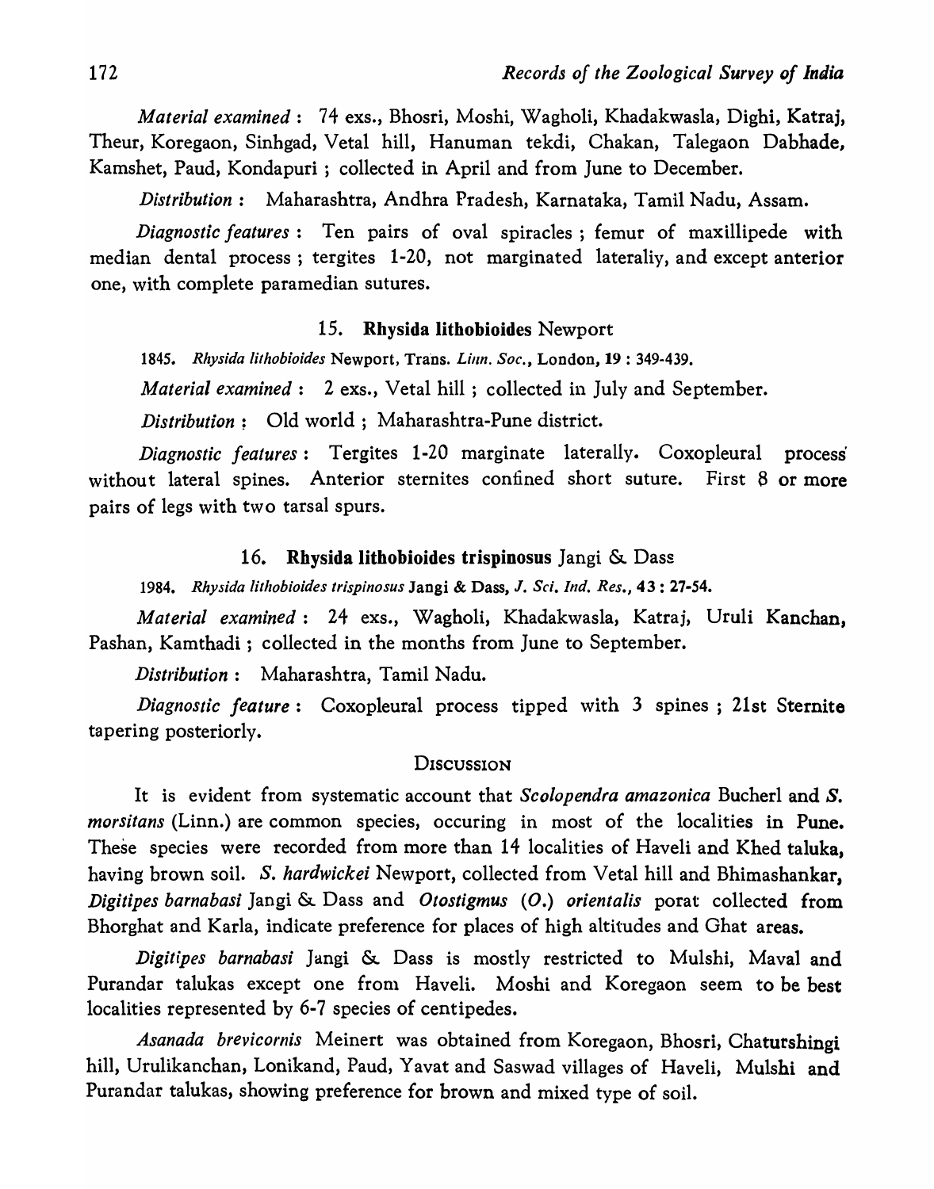*Material examined* : 74 exs., Bhosri, Moshi, Wagholi, Khadakwasla, Dighi, Katraj, Theur, Koregaon, Sinhgad, Vetal hill, Hanuman tekdi, Chakan, Talegaon Dabhade, Kamshet, Paud, Kondapuri ; collected in April and from June to December.

*Distribution* : Maharashtra, Andhra Pradesh, Karnataka, Tamil Nadu, Assam.

*Diagnostic features* : Ten pairs of oval spiracles ; femur of maxillipede with median dental process ; tergites 1-20, not marginated lateraliy, and except anterior one, with complete paramedian sutures.

### 15. **Rhysida lithobioides** Newport

1845. *Rhysida lithobioides* Newport, Trans. *Linn. Soc.*, London, **19** : 349-439.

*Material examined* : 2 exs., Vetal hill ; collected in July and September.

*Distribution* : Old world ; Maharashtra-Pune district.

*Diagnostic features* : Tergites 1-20 marginate laterally. Coxopleural process without lateral spines. Anterior sternites confined short suture. First 8 or more pairs of legs with two tarsal spurs.

### 16. **Rhysida lithobioides trispinosus** Jangi & Dass

1984. *Rhysida lithobioides trispinosus* Jangi & Dass, *J. Sci. Ind. Res.*, **43** : 27-54.

*Material examined* : 24 exs., Wagholi, Khadakwasla, Katraj, Uruli Kanchan, Pashan, Kamthadi ; collected in the months from June to September.

*Distribution* : Maharashtra, Tamil Nadu.

*Diagnostic feature* : Coxopleural process tipped with 3 spines ; 21st Sternite tapering posteriorly.

## DISCUSSION

It is evident from systematic account that *Scolopendra amazonica* Bucherl and *S. morsitans* (Linn.) are common species, occuring in most of the localities in Pune. These species were recorded from more than 14 localities of Haveli and Khed taluka, having brown soil. *S. hardwickei* Newport, collected from Vetal hill and Bhimashankar, *Digitipes barnabasi* Jangi & Dass and *Otostigmus* (*O.*) *orientalis* porat collected from Bhorghat and Karla, indicate preference for places of high altitudes and Ghat areas.

*Digitipes barnabasi* Jangi & Dass is mostly restricted to Mulshi, Maval and Purandar talukas except one from Haveli. Moshi and Koregaon seem to be best localities represented by 6-7 species of centipedes.

*Asanada brevicornis* Meinert was obtained from Koregaon, Bhosri, Chaturshingi hill, Urulikanchan, Lonikand, Paud, Yavat and Saswad villages of Haveli, Mulshi and Purandar talukas, showing preference for brown and mixed type of soil.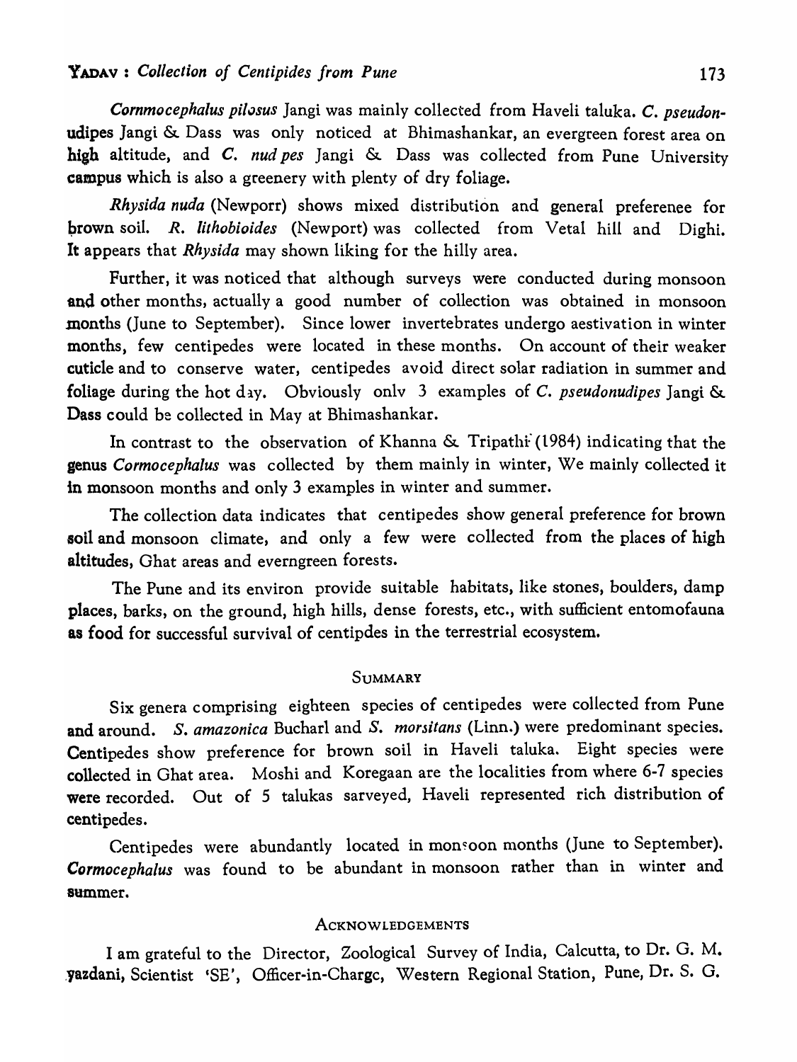*Cornmocephalus pilosus* Jangi was mainly collected from Haveli taluka. *C. pseudonudipes* Jangi & Dass was only noticed at Bhimashankar, an evergreen forest area on high altitude, and *C. nud pes* Jangi & Dass was collected from Pune University campus which is also a greenery with plenty of dry foliage.

*Rhysida nuda* (Newporr) shows mixed distribution and general preferenee for brown soil. *R. lithobioides* (Newport) was collected from Vetal hill and Dighi. It appears that *Rhysida* may shown liking for the hilly area.

Further, it was noticed that although surveys were conducted during monsoon and other months, actually a good number of collection was obtained in monsoon months (June to September). Since lower invertebrates undergo aestivation in winter months, few centipedes were located in these months. On account of their weaker cuticle and to conserve water, centipedes avoid direct solar radiation in summer and foliage during the hot day. Obviously onlv 3 examples of *C. pseudonudipes* Jangi & Dass could be collected in May at Bhimashankar.

In contrast to the observation of Khanna & Tripathi (1984) indicating that the genus *Cormocephalus* was collected by them mainly in winter, We mainly collected it in monsoon months and only 3 examples in winter and summer.

The collection data indicates that centipedes show general preference for brown soil and monsoon climate, and only a few were collected from the places of high altitudes, Ghat areas and everngreen forests.

The Pune and its environ provide suitable habitats, like stones, boulders, damp places, barks, on the ground, high hills, dense forests, etc., with sufficient entomofauna as food for successful survival of centipdes in the terrestrial ecosystem.

## SUMMARY

Six genera comprising eighteen species of centipedes were collected from Pune and around. *S. amazonica* Bucharl and *S. morsitans* (Linn.) were predominant species. Centipedes show preference for brown soil in Haveli taluka. Eight species were collected in Ghat area. Moshi and Koregaan are the localities from where 6-7 species were recorded. Out of 5 talukas sarveyed, Haveli represented rich distribution of centipedes.

Centipedes were abundantly located in monsoon months (June to September). *Cormocephalus* was found to be abundant in monsoon rather than in winter and summer.

## ACKNOWLEDGEMENTS

I am grateful to the Director, Zoological Survey of India, Calcutta, to Dr. G. M. yazdani, Scientist 'SE', Officer-in-Chargc, Western Regional Station, Pune, Dr. S. G.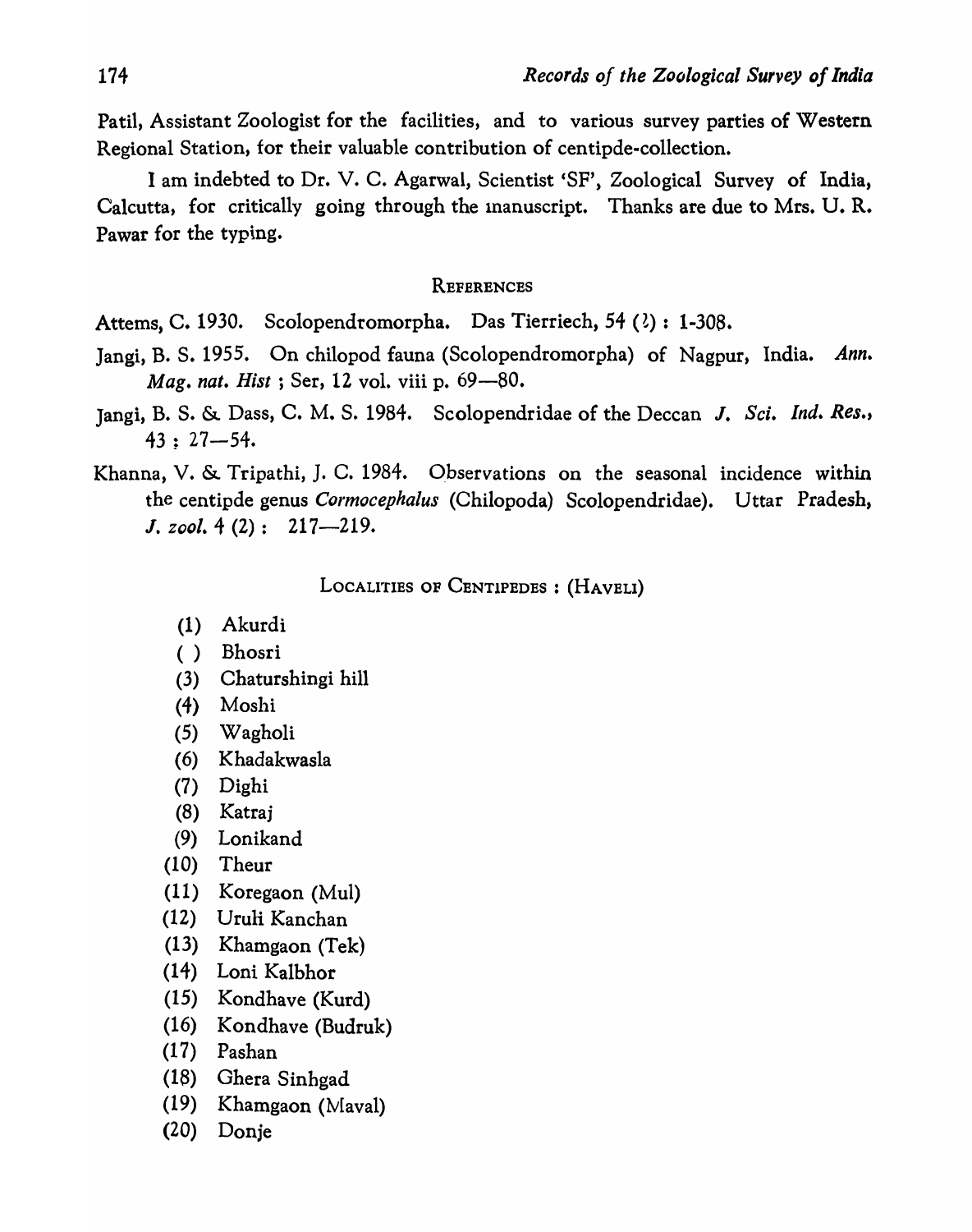Patil, Assistant Zoologist for the facilities, and to various survey parties of Western Regional Station, for their valuable contribution of centipde-collection.

I am indebted to Dr. V. C. Agarwal, Scientist 'SF', Zoological Survey of India, Calcutta, for critically going through the manuscript. Thanks are due to Mrs. U. R. Pawar for the typing.

## REFERENCES

Attems, C. 1930. Scolopendromorpha. Das Tierriech, 54 (2) : 1-308.

Jangi, B. S. 1955. On chilopod fauna (Scolopendromorpha) of Nagpur, India. *Ann. Mag. nat. Hist* ; Ser, 12 vol. viii p. 69—80.

Jangi, B. S. & Dass, C. M. S. 1984. Scolopendridae of the Deccan *J. Sci. Ind. Res.*, 43 : 27—54.

Khanna, V. & Tripathi, J. C. 1984. Observations on the seasonal incidence within the centipde genus *Cormocephalus* (Chilopoda) Scolopendridae). Uttar Pradesh, *J. zool.* 4 (2) : 217—219.

## LOCALITIES OF CENTIPEDES : (HAVELI)

(1) Akurdi
( ) Bhosri
(3) Chaturshingi hill
(4) Moshi
(5) Wagholi
(6) Khadakwasla
(7) Dighi
(8) Katraj
(9) Lonikand
(10) Theur
(11) Koregaon (Mul)
(12) Uruli Kanchan
(13) Khamgaon (Tek)
(14) Loni Kalbhor
(15) Kondhave (Kurd)
(16) Kondhave (Budruk)
(17) Pashan
(18) Ghera Sinhgad
(19) Khamgaon (Maval)
(20) Donje